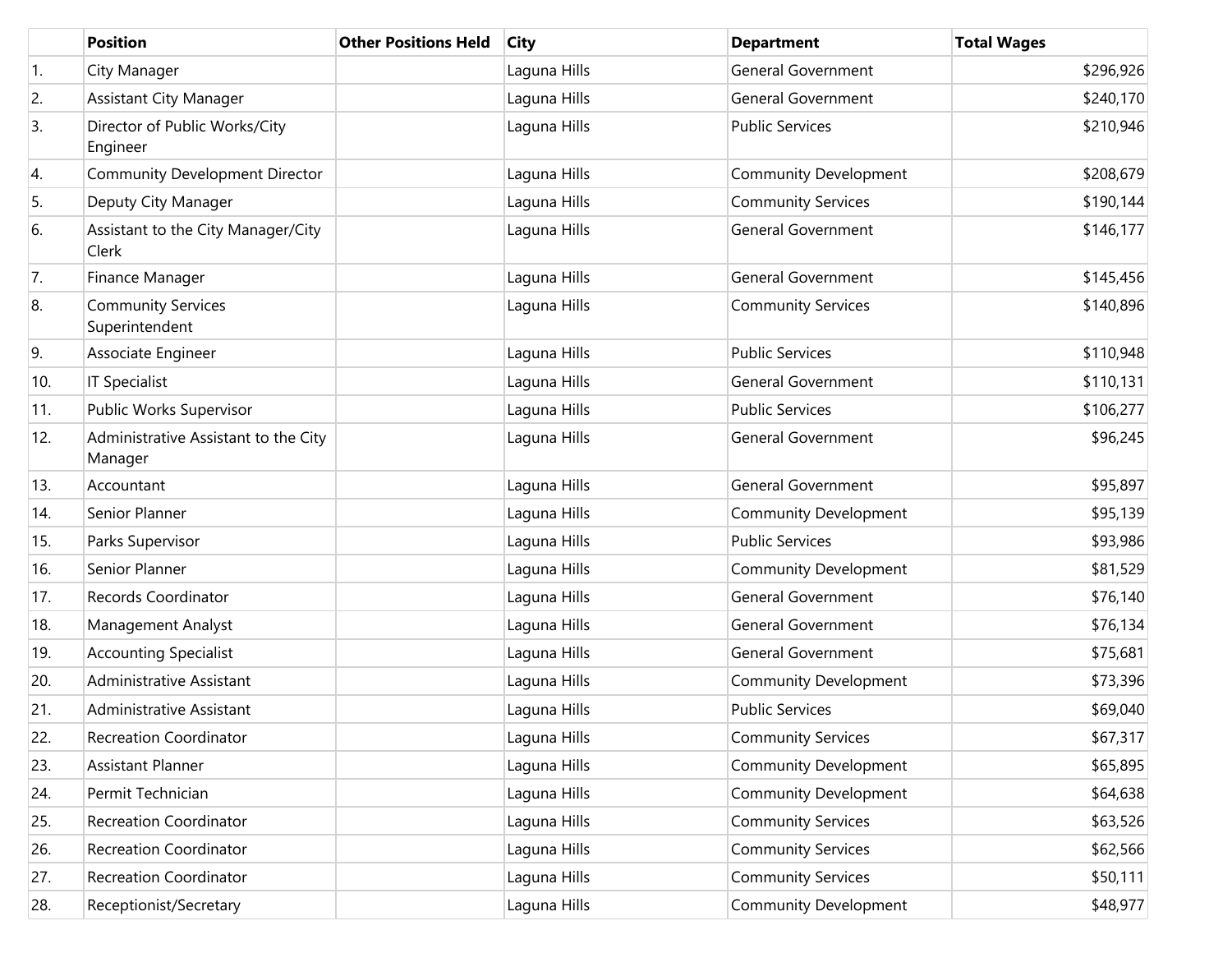| | Position | Other Positions Held | City | Department | Total Wages |
|---|---|---|---|---|---|
| 1. | City Manager | | Laguna Hills | General Government | $296,926 |
| 2. | Assistant City Manager | | Laguna Hills | General Government | $240,170 |
| 3. | Director of Public Works/City Engineer | | Laguna Hills | Public Services | $210,946 |
| 4. | Community Development Director | | Laguna Hills | Community Development | $208,679 |
| 5. | Deputy City Manager | | Laguna Hills | Community Services | $190,144 |
| 6. | Assistant to the City Manager/City Clerk | | Laguna Hills | General Government | $146,177 |
| 7. | Finance Manager | | Laguna Hills | General Government | $145,456 |
| 8. | Community Services Superintendent | | Laguna Hills | Community Services | $140,896 |
| 9. | Associate Engineer | | Laguna Hills | Public Services | $110,948 |
| 10. | IT Specialist | | Laguna Hills | General Government | $110,131 |
| 11. | Public Works Supervisor | | Laguna Hills | Public Services | $106,277 |
| 12. | Administrative Assistant to the City Manager | | Laguna Hills | General Government | $96,245 |
| 13. | Accountant | | Laguna Hills | General Government | $95,897 |
| 14. | Senior Planner | | Laguna Hills | Community Development | $95,139 |
| 15. | Parks Supervisor | | Laguna Hills | Public Services | $93,986 |
| 16. | Senior Planner | | Laguna Hills | Community Development | $81,529 |
| 17. | Records Coordinator | | Laguna Hills | General Government | $76,140 |
| 18. | Management Analyst | | Laguna Hills | General Government | $76,134 |
| 19. | Accounting Specialist | | Laguna Hills | General Government | $75,681 |
| 20. | Administrative Assistant | | Laguna Hills | Community Development | $73,396 |
| 21. | Administrative Assistant | | Laguna Hills | Public Services | $69,040 |
| 22. | Recreation Coordinator | | Laguna Hills | Community Services | $67,317 |
| 23. | Assistant Planner | | Laguna Hills | Community Development | $65,895 |
| 24. | Permit Technician | | Laguna Hills | Community Development | $64,638 |
| 25. | Recreation Coordinator | | Laguna Hills | Community Services | $63,526 |
| 26. | Recreation Coordinator | | Laguna Hills | Community Services | $62,566 |
| 27. | Recreation Coordinator | | Laguna Hills | Community Services | $50,111 |
| 28. | Receptionist/Secretary | | Laguna Hills | Community Development | $48,977 |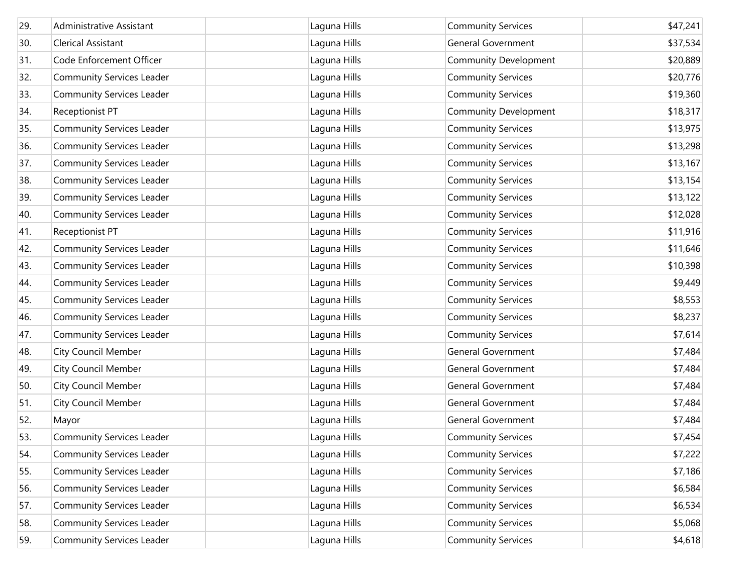| | | | | | |
|---|---|---|---|---|---|
| 29. | Administrative Assistant | | Laguna Hills | Community Services | $47,241 |
| 30. | Clerical Assistant | | Laguna Hills | General Government | $37,534 |
| 31. | Code Enforcement Officer | | Laguna Hills | Community Development | $20,889 |
| 32. | Community Services Leader | | Laguna Hills | Community Services | $20,776 |
| 33. | Community Services Leader | | Laguna Hills | Community Services | $19,360 |
| 34. | Receptionist PT | | Laguna Hills | Community Development | $18,317 |
| 35. | Community Services Leader | | Laguna Hills | Community Services | $13,975 |
| 36. | Community Services Leader | | Laguna Hills | Community Services | $13,298 |
| 37. | Community Services Leader | | Laguna Hills | Community Services | $13,167 |
| 38. | Community Services Leader | | Laguna Hills | Community Services | $13,154 |
| 39. | Community Services Leader | | Laguna Hills | Community Services | $13,122 |
| 40. | Community Services Leader | | Laguna Hills | Community Services | $12,028 |
| 41. | Receptionist PT | | Laguna Hills | Community Services | $11,916 |
| 42. | Community Services Leader | | Laguna Hills | Community Services | $11,646 |
| 43. | Community Services Leader | | Laguna Hills | Community Services | $10,398 |
| 44. | Community Services Leader | | Laguna Hills | Community Services | $9,449 |
| 45. | Community Services Leader | | Laguna Hills | Community Services | $8,553 |
| 46. | Community Services Leader | | Laguna Hills | Community Services | $8,237 |
| 47. | Community Services Leader | | Laguna Hills | Community Services | $7,614 |
| 48. | City Council Member | | Laguna Hills | General Government | $7,484 |
| 49. | City Council Member | | Laguna Hills | General Government | $7,484 |
| 50. | City Council Member | | Laguna Hills | General Government | $7,484 |
| 51. | City Council Member | | Laguna Hills | General Government | $7,484 |
| 52. | Mayor | | Laguna Hills | General Government | $7,484 |
| 53. | Community Services Leader | | Laguna Hills | Community Services | $7,454 |
| 54. | Community Services Leader | | Laguna Hills | Community Services | $7,222 |
| 55. | Community Services Leader | | Laguna Hills | Community Services | $7,186 |
| 56. | Community Services Leader | | Laguna Hills | Community Services | $6,584 |
| 57. | Community Services Leader | | Laguna Hills | Community Services | $6,534 |
| 58. | Community Services Leader | | Laguna Hills | Community Services | $5,068 |
| 59. | Community Services Leader | | Laguna Hills | Community Services | $4,618 |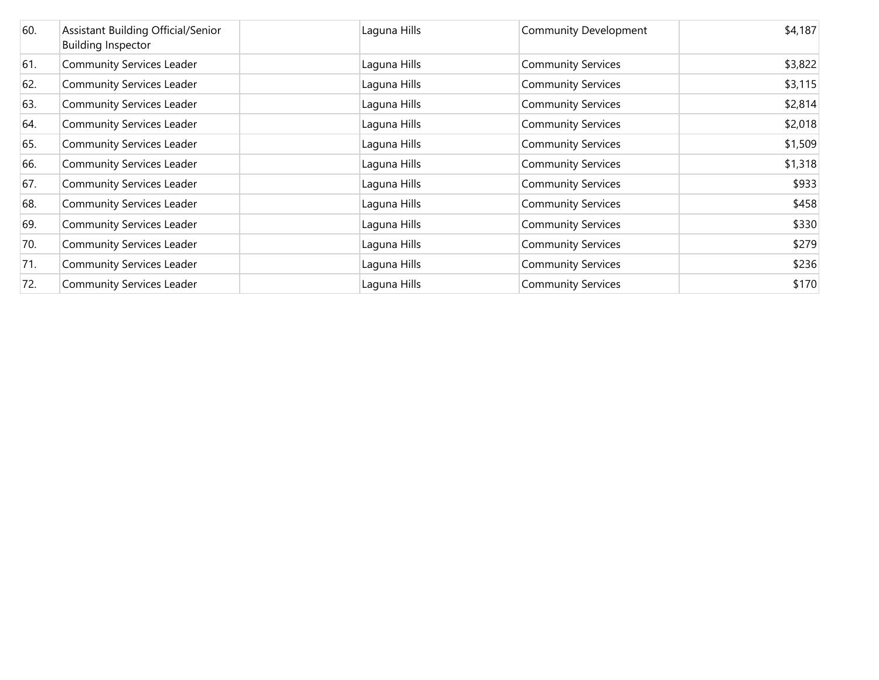| | | | | | |
|---|---|---|---|---|---|
| 60. | Assistant Building Official/Senior Building Inspector | | Laguna Hills | Community Development | $4,187 |
| 61. | Community Services Leader | | Laguna Hills | Community Services | $3,822 |
| 62. | Community Services Leader | | Laguna Hills | Community Services | $3,115 |
| 63. | Community Services Leader | | Laguna Hills | Community Services | $2,814 |
| 64. | Community Services Leader | | Laguna Hills | Community Services | $2,018 |
| 65. | Community Services Leader | | Laguna Hills | Community Services | $1,509 |
| 66. | Community Services Leader | | Laguna Hills | Community Services | $1,318 |
| 67. | Community Services Leader | | Laguna Hills | Community Services | $933 |
| 68. | Community Services Leader | | Laguna Hills | Community Services | $458 |
| 69. | Community Services Leader | | Laguna Hills | Community Services | $330 |
| 70. | Community Services Leader | | Laguna Hills | Community Services | $279 |
| 71. | Community Services Leader | | Laguna Hills | Community Services | $236 |
| 72. | Community Services Leader | | Laguna Hills | Community Services | $170 |